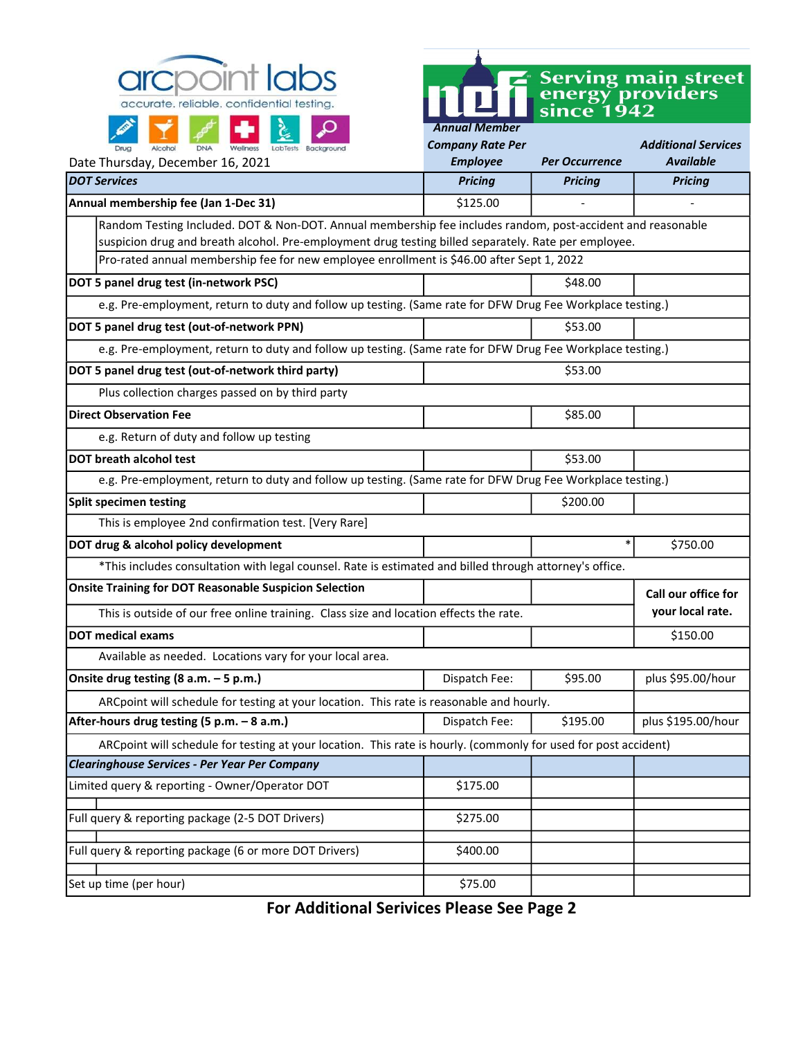arcpoint labs
accurate. reliable. confidential testing.

Drug Alcohol DNA Wellness LabTests Background

nefi Serving main street energy providers since 1942

Date Thursday, December 16, 2021

| DOT Services | Annual Member Company Rate Per Employee Pricing | Per Occurrence Pricing | Additional Services Available Pricing |
|---|---|---|---|
| **Annual membership fee (Jan 1-Dec 31)** | $125.00 | - | - |
| Random Testing Included. DOT & Non-DOT. Annual membership fee includes random, post-accident and reasonable suspicion drug and breath alcohol. Pre-employment drug testing billed separately. Rate per employee. | | | |
| Pro-rated annual membership fee for new employee enrollment is $46.00 after Sept 1, 2022 | | | |
| **DOT 5 panel drug test (in-network PSC)** | | $48.00 | |
| e.g. Pre-employment, return to duty and follow up testing. (Same rate for DFW Drug Fee Workplace testing.) | | | |
| **DOT 5 panel drug test (out-of-network PPN)** | | $53.00 | |
| e.g. Pre-employment, return to duty and follow up testing. (Same rate for DFW Drug Fee Workplace testing.) | | | |
| **DOT 5 panel drug test (out-of-network third party)** | | $53.00 | |
| Plus collection charges passed on by third party | | | |
| **Direct Observation Fee** | | $85.00 | |
| e.g. Return of duty and follow up testing | | | |
| **DOT breath alcohol test** | | $53.00 | |
| e.g. Pre-employment, return to duty and follow up testing. (Same rate for DFW Drug Fee Workplace testing.) | | | |
| **Split specimen testing** | | $200.00 | |
| This is employee 2nd confirmation test. [Very Rare] | | | |
| **DOT drug & alcohol policy development** | | * | $750.00 |
| *This includes consultation with legal counsel. Rate is estimated and billed through attorney's office. | | | |
| **Onsite Training for DOT Reasonable Suspicion Selection** | | | Call our office for your local rate. |
| This is outside of our free online training. Class size and location effects the rate. | | | |
| **DOT medical exams** | | | $150.00 |
| Available as needed. Locations vary for your local area. | | | |
| **Onsite drug testing (8 a.m. – 5 p.m.)** | Dispatch Fee: | $95.00 | plus $95.00/hour |
| ARCpoint will schedule for testing at your location. This rate is reasonable and hourly. | | | |
| **After-hours drug testing (5 p.m. – 8 a.m.)** | Dispatch Fee: | $195.00 | plus $195.00/hour |
| ARCpoint will schedule for testing at your location. This rate is hourly. (commonly for used for post accident) | | | |
| ***Clearinghouse Services - Per Year Per Company*** | | | |
| Limited query & reporting - Owner/Operator DOT | $175.00 | | |
| Full query & reporting package (2-5 DOT Drivers) | $275.00 | | |
| Full query & reporting package (6 or more DOT Drivers) | $400.00 | | |
| Set up time (per hour) | $75.00 | | |

**For Additional Serivices Please See Page 2**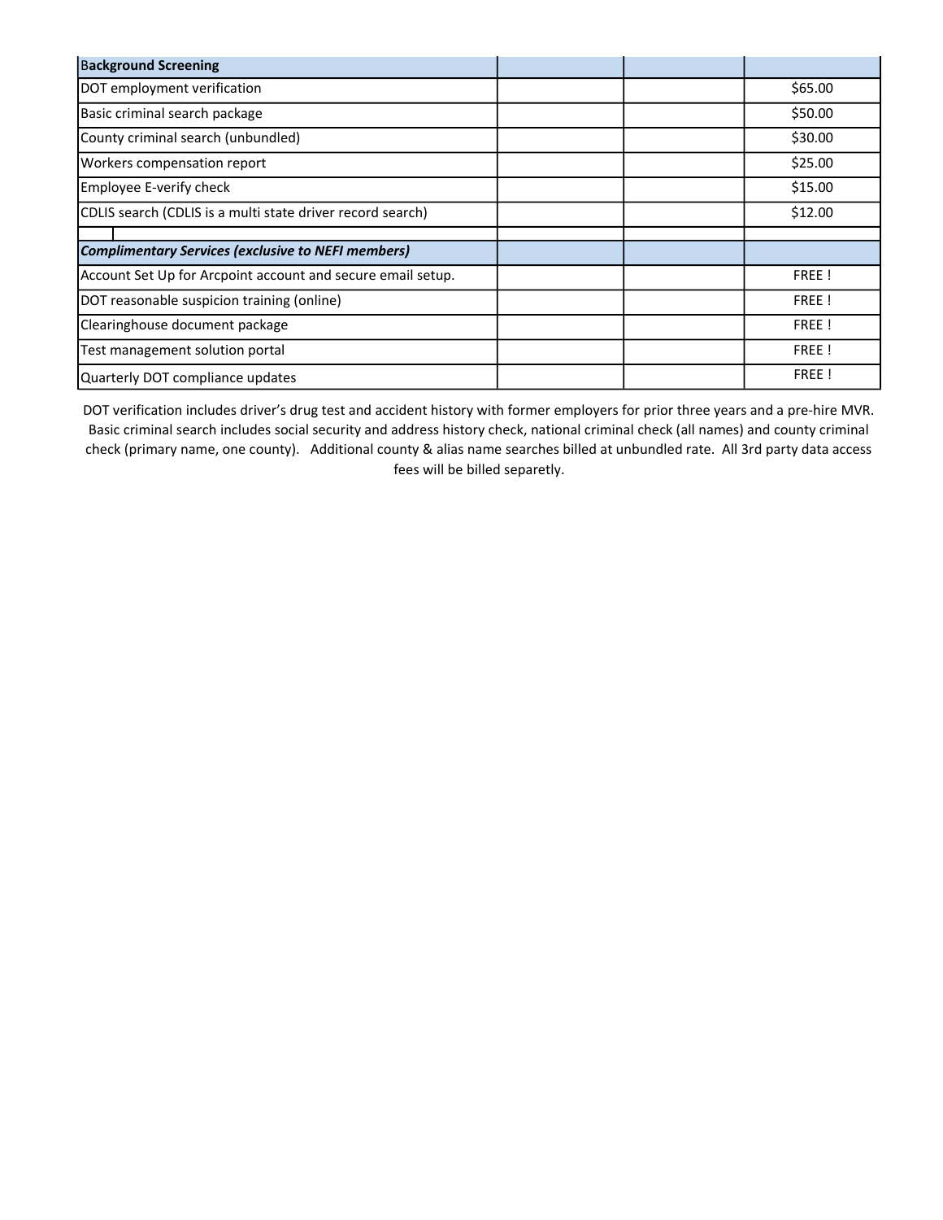| | | | |
|---|---|---|---|
| **Background Screening** | | | |
| DOT employment verification | | | $65.00 |
| Basic criminal search package | | | $50.00 |
| County criminal search (unbundled) | | | $30.00 |
| Workers compensation report | | | $25.00 |
| Employee E-verify check | | | $15.00 |
| CDLIS search (CDLIS is a multi state driver record search) | | | $12.00 |
| | | | |
| ***Complimentary Services (exclusive to NEFI members)*** | | | |
| Account Set Up for Arcpoint account and secure email setup. | | | FREE ! |
| DOT reasonable suspicion training (online) | | | FREE ! |
| Clearinghouse document package | | | FREE ! |
| Test management solution portal | | | FREE ! |
| Quarterly DOT compliance updates | | | FREE ! |

DOT verification includes driver's drug test and accident history with former employers for prior three years and a pre-hire MVR. Basic criminal search includes social security and address history check, national criminal check (all names) and county criminal check (primary name, one county). Additional county & alias name searches billed at unbundled rate. All 3rd party data access fees will be billed separetly.